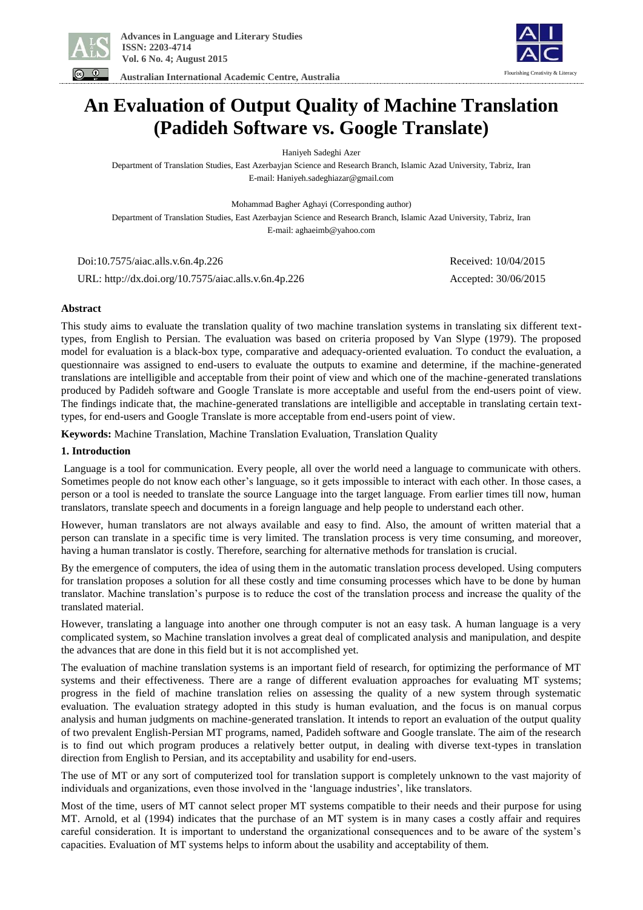# An Evaluation of Output Quality of Machine Translation (Padideh Software vs. Google Translate)

Haniyeh Sadeghi Azer

Department of Translation Studies, East Azerbayjan Science and Research Branch, Islamic Azad University, Tabriz, Iran
E-mail: Haniyeh.sadeghiazar@gmail.com

Mohammad Bagher Aghayi (Corresponding author)

Department of Translation Studies, East Azerbayjan Science and Research Branch, Islamic Azad University, Tabriz, Iran
E-mail: aghaeimb@yahoo.com

Doi:10.7575/aiac.alls.v.6n.4p.226
URL: http://dx.doi.org/10.7575/aiac.alls.v.6n.4p.226

Received: 10/04/2015
Accepted: 30/06/2015

**Abstract**

This study aims to evaluate the translation quality of two machine translation systems in translating six different text-types, from English to Persian. The evaluation was based on criteria proposed by Van Slype (1979). The proposed model for evaluation is a black-box type, comparative and adequacy-oriented evaluation. To conduct the evaluation, a questionnaire was assigned to end-users to evaluate the outputs to examine and determine, if the machine-generated translations are intelligible and acceptable from their point of view and which one of the machine-generated translations produced by Padideh software and Google Translate is more acceptable and useful from the end-users point of view. The findings indicate that, the machine-generated translations are intelligible and acceptable in translating certain text-types, for end-users and Google Translate is more acceptable from end-users point of view.

**Keywords:** Machine Translation, Machine Translation Evaluation, Translation Quality

## 1. Introduction

Language is a tool for communication. Every people, all over the world need a language to communicate with others. Sometimes people do not know each other's language, so it gets impossible to interact with each other. In those cases, a person or a tool is needed to translate the source Language into the target language. From earlier times till now, human translators, translate speech and documents in a foreign language and help people to understand each other.

However, human translators are not always available and easy to find. Also, the amount of written material that a person can translate in a specific time is very limited. The translation process is very time consuming, and moreover, having a human translator is costly. Therefore, searching for alternative methods for translation is crucial.

By the emergence of computers, the idea of using them in the automatic translation process developed. Using computers for translation proposes a solution for all these costly and time consuming processes which have to be done by human translator. Machine translation's purpose is to reduce the cost of the translation process and increase the quality of the translated material.

However, translating a language into another one through computer is not an easy task. A human language is a very complicated system, so Machine translation involves a great deal of complicated analysis and manipulation, and despite the advances that are done in this field but it is not accomplished yet.

The evaluation of machine translation systems is an important field of research, for optimizing the performance of MT systems and their effectiveness. There are a range of different evaluation approaches for evaluating MT systems; progress in the field of machine translation relies on assessing the quality of a new system through systematic evaluation. The evaluation strategy adopted in this study is human evaluation, and the focus is on manual corpus analysis and human judgments on machine-generated translation. It intends to report an evaluation of the output quality of two prevalent English-Persian MT programs, named, Padideh software and Google translate. The aim of the research is to find out which program produces a relatively better output, in dealing with diverse text-types in translation direction from English to Persian, and its acceptability and usability for end-users.

The use of MT or any sort of computerized tool for translation support is completely unknown to the vast majority of individuals and organizations, even those involved in the 'language industries', like translators.

Most of the time, users of MT cannot select proper MT systems compatible to their needs and their purpose for using MT. Arnold, et al (1994) indicates that the purchase of an MT system is in many cases a costly affair and requires careful consideration. It is important to understand the organizational consequences and to be aware of the system's capacities. Evaluation of MT systems helps to inform about the usability and acceptability of them.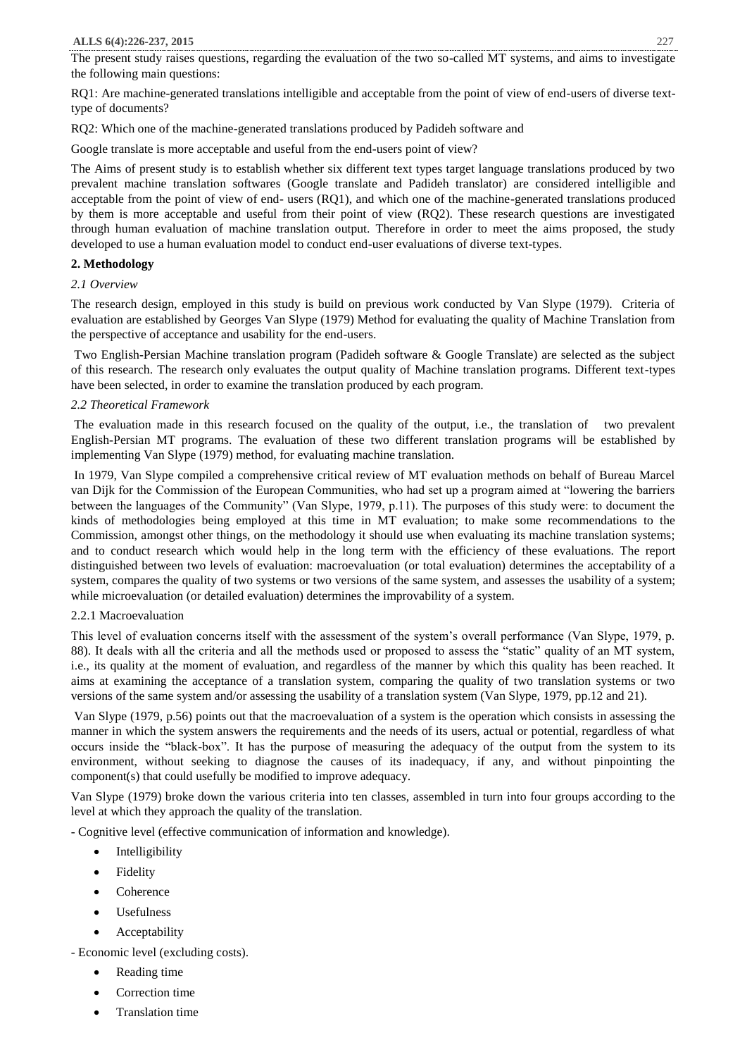The present study raises questions, regarding the evaluation of the two so-called MT systems, and aims to investigate the following main questions:

RQ1: Are machine-generated translations intelligible and acceptable from the point of view of end-users of diverse text-type of documents?

RQ2: Which one of the machine-generated translations produced by Padideh software and

Google translate is more acceptable and useful from the end-users point of view?

The Aims of present study is to establish whether six different text types target language translations produced by two prevalent machine translation softwares (Google translate and Padideh translator) are considered intelligible and acceptable from the point of view of end- users (RQ1), and which one of the machine-generated translations produced by them is more acceptable and useful from their point of view (RQ2). These research questions are investigated through human evaluation of machine translation output. Therefore in order to meet the aims proposed, the study developed to use a human evaluation model to conduct end-user evaluations of diverse text-types.

## 2. Methodology

### *2.1 Overview*

The research design, employed in this study is build on previous work conducted by Van Slype (1979). Criteria of evaluation are established by Georges Van Slype (1979) Method for evaluating the quality of Machine Translation from the perspective of acceptance and usability for the end-users.

Two English-Persian Machine translation program (Padideh software & Google Translate) are selected as the subject of this research. The research only evaluates the output quality of Machine translation programs. Different text-types have been selected, in order to examine the translation produced by each program.

### *2.2 Theoretical Framework*

The evaluation made in this research focused on the quality of the output, i.e., the translation of two prevalent English-Persian MT programs. The evaluation of these two different translation programs will be established by implementing Van Slype (1979) method, for evaluating machine translation.

In 1979, Van Slype compiled a comprehensive critical review of MT evaluation methods on behalf of Bureau Marcel van Dijk for the Commission of the European Communities, who had set up a program aimed at "lowering the barriers between the languages of the Community" (Van Slype, 1979, p.11). The purposes of this study were: to document the kinds of methodologies being employed at this time in MT evaluation; to make some recommendations to the Commission, amongst other things, on the methodology it should use when evaluating its machine translation systems; and to conduct research which would help in the long term with the efficiency of these evaluations. The report distinguished between two levels of evaluation: macroevaluation (or total evaluation) determines the acceptability of a system, compares the quality of two systems or two versions of the same system, and assesses the usability of a system; while microevaluation (or detailed evaluation) determines the improvability of a system.

#### 2.2.1 Macroevaluation

This level of evaluation concerns itself with the assessment of the system's overall performance (Van Slype, 1979, p. 88). It deals with all the criteria and all the methods used or proposed to assess the "static" quality of an MT system, i.e., its quality at the moment of evaluation, and regardless of the manner by which this quality has been reached. It aims at examining the acceptance of a translation system, comparing the quality of two translation systems or two versions of the same system and/or assessing the usability of a translation system (Van Slype, 1979, pp.12 and 21).

Van Slype (1979, p.56) points out that the macroevaluation of a system is the operation which consists in assessing the manner in which the system answers the requirements and the needs of its users, actual or potential, regardless of what occurs inside the "black-box". It has the purpose of measuring the adequacy of the output from the system to its environment, without seeking to diagnose the causes of its inadequacy, if any, and without pinpointing the component(s) that could usefully be modified to improve adequacy.

Van Slype (1979) broke down the various criteria into ten classes, assembled in turn into four groups according to the level at which they approach the quality of the translation.

- Cognitive level (effective communication of information and knowledge).
  - Intelligibility
  - Fidelity
  - Coherence
  - Usefulness
  - Acceptability
- Economic level (excluding costs).
  - Reading time
  - Correction time
  - Translation time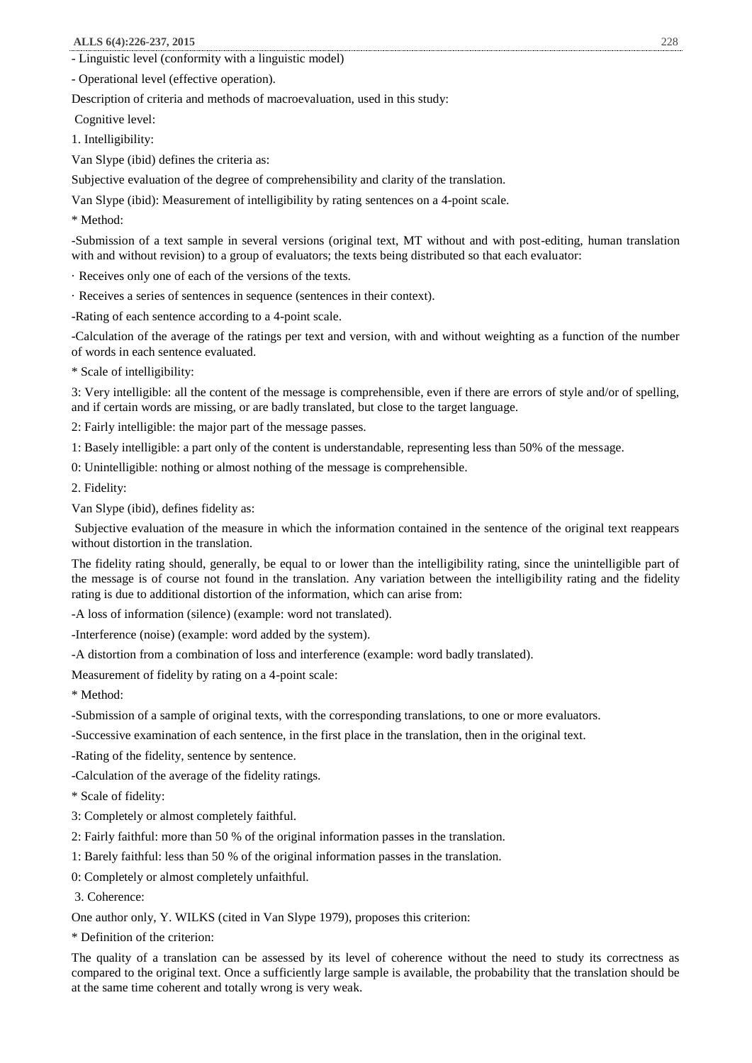- Linguistic level (conformity with a linguistic model)

- Operational level (effective operation).

Description of criteria and methods of macroevaluation, used in this study:

Cognitive level:

1. Intelligibility:

Van Slype (ibid) defines the criteria as:

Subjective evaluation of the degree of comprehensibility and clarity of the translation.

Van Slype (ibid): Measurement of intelligibility by rating sentences on a 4-point scale.

* Method:

-Submission of a text sample in several versions (original text, MT without and with post-editing, human translation with and without revision) to a group of evaluators; the texts being distributed so that each evaluator:

· Receives only one of each of the versions of the texts.

· Receives a series of sentences in sequence (sentences in their context).

-Rating of each sentence according to a 4-point scale.

-Calculation of the average of the ratings per text and version, with and without weighting as a function of the number of words in each sentence evaluated.

* Scale of intelligibility:

3: Very intelligible: all the content of the message is comprehensible, even if there are errors of style and/or of spelling, and if certain words are missing, or are badly translated, but close to the target language.

2: Fairly intelligible: the major part of the message passes.

1: Basely intelligible: a part only of the content is understandable, representing less than 50% of the message.

0: Unintelligible: nothing or almost nothing of the message is comprehensible.

2. Fidelity:

Van Slype (ibid), defines fidelity as:

Subjective evaluation of the measure in which the information contained in the sentence of the original text reappears without distortion in the translation.

The fidelity rating should, generally, be equal to or lower than the intelligibility rating, since the unintelligible part of the message is of course not found in the translation. Any variation between the intelligibility rating and the fidelity rating is due to additional distortion of the information, which can arise from:

-A loss of information (silence) (example: word not translated).

-Interference (noise) (example: word added by the system).

-A distortion from a combination of loss and interference (example: word badly translated).

Measurement of fidelity by rating on a 4-point scale:

* Method:

-Submission of a sample of original texts, with the corresponding translations, to one or more evaluators.

-Successive examination of each sentence, in the first place in the translation, then in the original text.

-Rating of the fidelity, sentence by sentence.

-Calculation of the average of the fidelity ratings.

* Scale of fidelity:

3: Completely or almost completely faithful.

2: Fairly faithful: more than 50 % of the original information passes in the translation.

1: Barely faithful: less than 50 % of the original information passes in the translation.

0: Completely or almost completely unfaithful.

3. Coherence:

One author only, Y. WILKS (cited in Van Slype 1979), proposes this criterion:

* Definition of the criterion:

The quality of a translation can be assessed by its level of coherence without the need to study its correctness as compared to the original text. Once a sufficiently large sample is available, the probability that the translation should be at the same time coherent and totally wrong is very weak.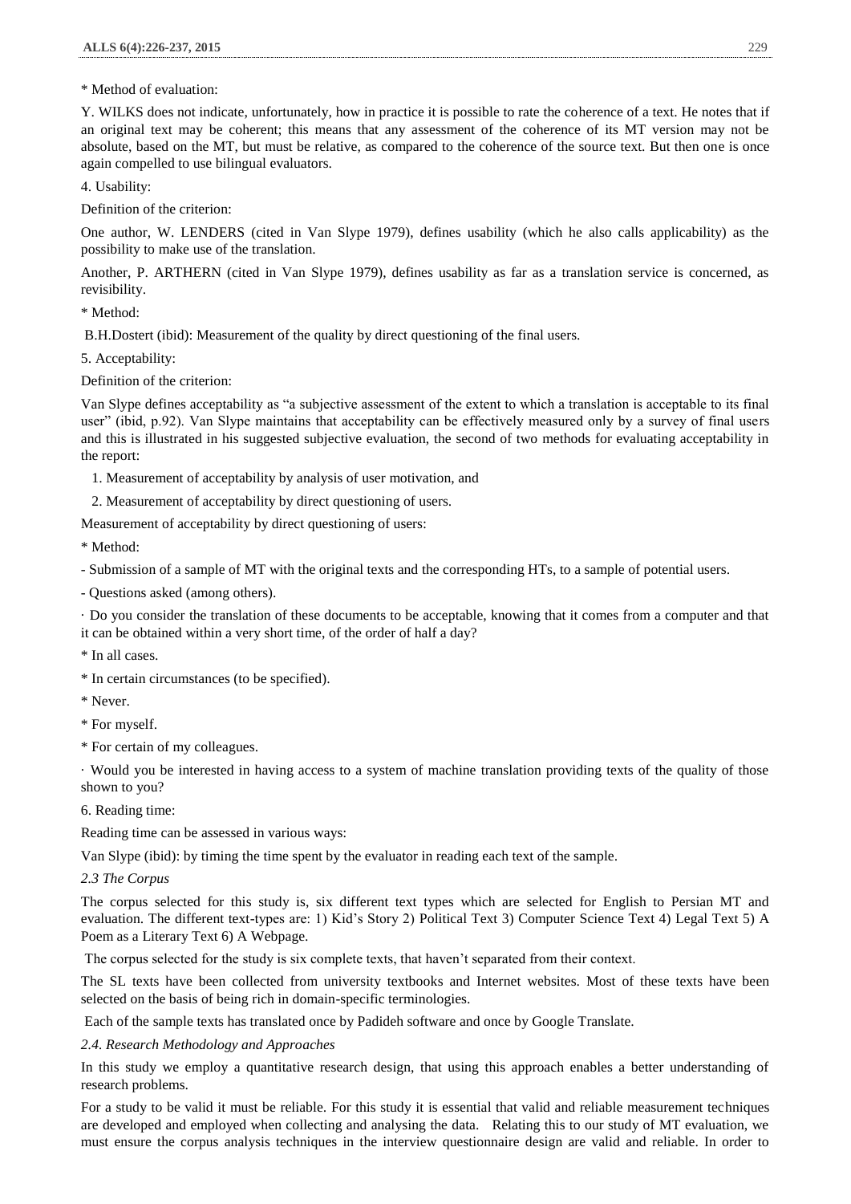* Method of evaluation:

Y. WILKS does not indicate, unfortunately, how in practice it is possible to rate the coherence of a text. He notes that if an original text may be coherent; this means that any assessment of the coherence of its MT version may not be absolute, based on the MT, but must be relative, as compared to the coherence of the source text. But then one is once again compelled to use bilingual evaluators.

4. Usability:

Definition of the criterion:

One author, W. LENDERS (cited in Van Slype 1979), defines usability (which he also calls applicability) as the possibility to make use of the translation.

Another, P. ARTHERN (cited in Van Slype 1979), defines usability as far as a translation service is concerned, as revisibility.

* Method:

B.H.Dostert (ibid): Measurement of the quality by direct questioning of the final users.

5. Acceptability:

Definition of the criterion:

Van Slype defines acceptability as "a subjective assessment of the extent to which a translation is acceptable to its final user" (ibid, p.92). Van Slype maintains that acceptability can be effectively measured only by a survey of final users and this is illustrated in his suggested subjective evaluation, the second of two methods for evaluating acceptability in the report:

1. Measurement of acceptability by analysis of user motivation, and
2. Measurement of acceptability by direct questioning of users.

Measurement of acceptability by direct questioning of users:

* Method:

- Submission of a sample of MT with the original texts and the corresponding HTs, to a sample of potential users.
- Questions asked (among others).

· Do you consider the translation of these documents to be acceptable, knowing that it comes from a computer and that it can be obtained within a very short time, of the order of half a day?

* In all cases.

* In certain circumstances (to be specified).

* Never.

* For myself.

* For certain of my colleagues.

· Would you be interested in having access to a system of machine translation providing texts of the quality of those shown to you?

6. Reading time:

Reading time can be assessed in various ways:

Van Slype (ibid): by timing the time spent by the evaluator in reading each text of the sample.

### *2.3 The Corpus*

The corpus selected for this study is, six different text types which are selected for English to Persian MT and evaluation. The different text-types are: 1) Kid's Story 2) Political Text 3) Computer Science Text 4) Legal Text 5) A Poem as a Literary Text 6) A Webpage.

The corpus selected for the study is six complete texts, that haven't separated from their context.

The SL texts have been collected from university textbooks and Internet websites. Most of these texts have been selected on the basis of being rich in domain-specific terminologies.

Each of the sample texts has translated once by Padideh software and once by Google Translate.

### *2.4. Research Methodology and Approaches*

In this study we employ a quantitative research design, that using this approach enables a better understanding of research problems.

For a study to be valid it must be reliable. For this study it is essential that valid and reliable measurement techniques are developed and employed when collecting and analysing the data. Relating this to our study of MT evaluation, we must ensure the corpus analysis techniques in the interview questionnaire design are valid and reliable. In order to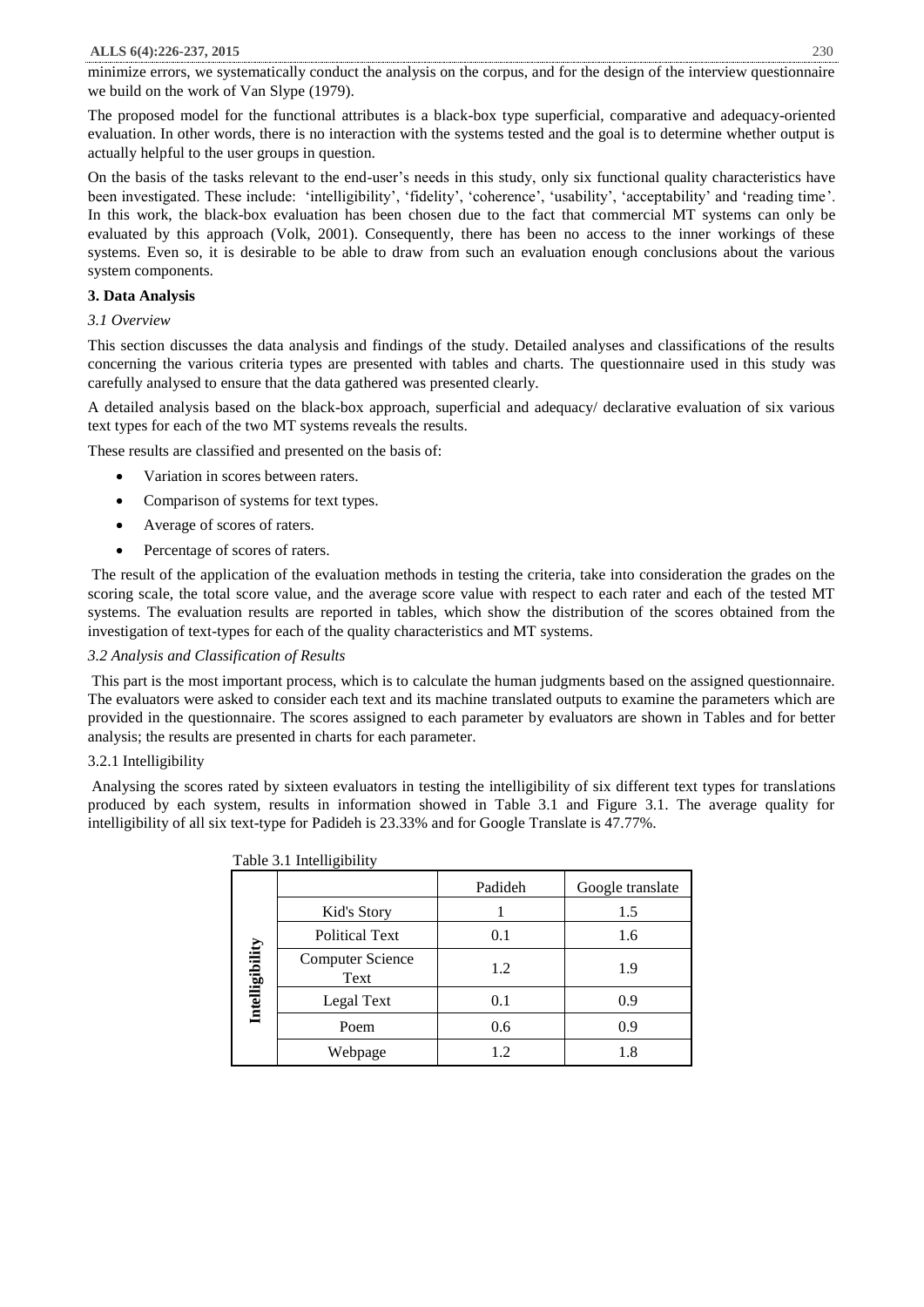minimize errors, we systematically conduct the analysis on the corpus, and for the design of the interview questionnaire we build on the work of Van Slype (1979).

The proposed model for the functional attributes is a black-box type superficial, comparative and adequacy-oriented evaluation. In other words, there is no interaction with the systems tested and the goal is to determine whether output is actually helpful to the user groups in question.

On the basis of the tasks relevant to the end-user's needs in this study, only six functional quality characteristics have been investigated. These include: 'intelligibility', 'fidelity', 'coherence', 'usability', 'acceptability' and 'reading time'. In this work, the black-box evaluation has been chosen due to the fact that commercial MT systems can only be evaluated by this approach (Volk, 2001). Consequently, there has been no access to the inner workings of these systems. Even so, it is desirable to be able to draw from such an evaluation enough conclusions about the various system components.

## 3. Data Analysis

### *3.1 Overview*

This section discusses the data analysis and findings of the study. Detailed analyses and classifications of the results concerning the various criteria types are presented with tables and charts. The questionnaire used in this study was carefully analysed to ensure that the data gathered was presented clearly.

A detailed analysis based on the black-box approach, superficial and adequacy/ declarative evaluation of six various text types for each of the two MT systems reveals the results.

These results are classified and presented on the basis of:

- Variation in scores between raters.
- Comparison of systems for text types.
- Average of scores of raters.
- Percentage of scores of raters.

The result of the application of the evaluation methods in testing the criteria, take into consideration the grades on the scoring scale, the total score value, and the average score value with respect to each rater and each of the tested MT systems. The evaluation results are reported in tables, which show the distribution of the scores obtained from the investigation of text-types for each of the quality characteristics and MT systems.

### *3.2 Analysis and Classification of Results*

This part is the most important process, which is to calculate the human judgments based on the assigned questionnaire. The evaluators were asked to consider each text and its machine translated outputs to examine the parameters which are provided in the questionnaire. The scores assigned to each parameter by evaluators are shown in Tables and for better analysis; the results are presented in charts for each parameter.

#### 3.2.1 Intelligibility

Analysing the scores rated by sixteen evaluators in testing the intelligibility of six different text types for translations produced by each system, results in information showed in Table 3.1 and Figure 3.1. The average quality for intelligibility of all six text-type for Padideh is 23.33% and for Google Translate is 47.77%.

Table 3.1 Intelligibility

| | | Padideh | Google translate |
|---|---|---|---|
| **Intelligibility** | Kid's Story | 1 | 1.5 |
| | Political Text | 0.1 | 1.6 |
| | Computer Science Text | 1.2 | 1.9 |
| | Legal Text | 0.1 | 0.9 |
| | Poem | 0.6 | 0.9 |
| | Webpage | 1.2 | 1.8 |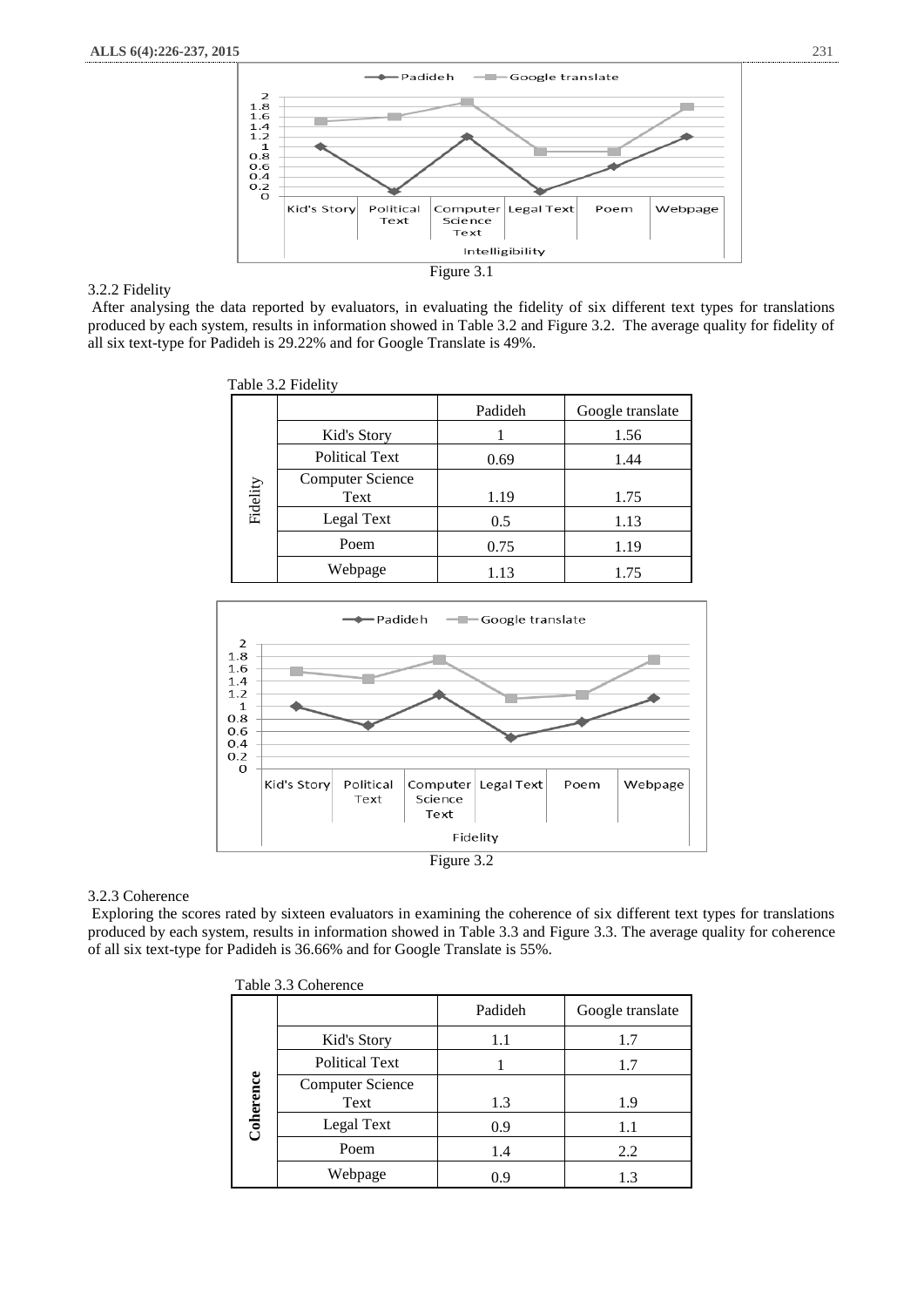Figure 3.1

3.2.2 Fidelity

After analysing the data reported by evaluators, in evaluating the fidelity of six different text types for translations produced by each system, results in information showed in Table 3.2 and Figure 3.2. The average quality for fidelity of all six text-type for Padideh is 29.22% and for Google Translate is 49%.

Table 3.2 Fidelity

| | | Padideh | Google translate |
|---|---|---|---|
| Fidelity | Kid's Story | 1 | 1.56 |
| | Political Text | 0.69 | 1.44 |
| | Computer Science Text | 1.19 | 1.75 |
| | Legal Text | 0.5 | 1.13 |
| | Poem | 0.75 | 1.19 |
| | Webpage | 1.13 | 1.75 |

Figure 3.2

3.2.3 Coherence

Exploring the scores rated by sixteen evaluators in examining the coherence of six different text types for translations produced by each system, results in information showed in Table 3.3 and Figure 3.3. The average quality for coherence of all six text-type for Padideh is 36.66% and for Google Translate is 55%.

Table 3.3 Coherence

| | | Padideh | Google translate |
|---|---|---|---|
| **Coherence** | Kid's Story | 1.1 | 1.7 |
| | Political Text | 1 | 1.7 |
| | Computer Science Text | 1.3 | 1.9 |
| | Legal Text | 0.9 | 1.1 |
| | Poem | 1.4 | 2.2 |
| | Webpage | 0.9 | 1.3 |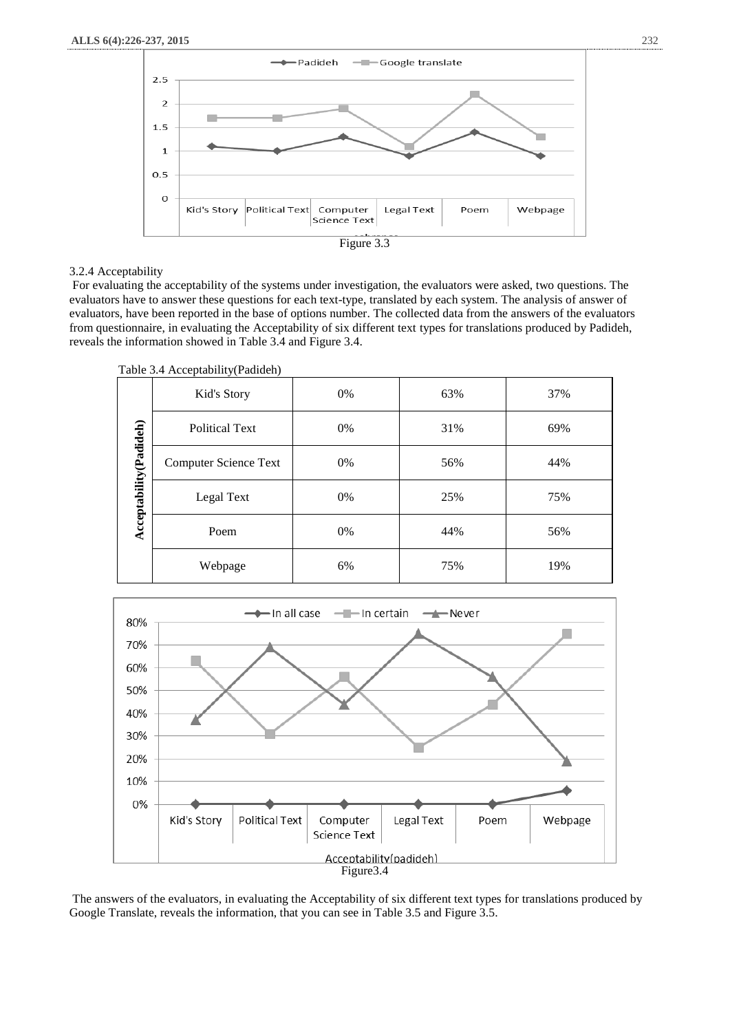Figure 3.3

### 3.2.4 Acceptability

For evaluating the acceptability of the systems under investigation, the evaluators were asked, two questions. The evaluators have to answer these questions for each text-type, translated by each system. The analysis of answer of evaluators, have been reported in the base of options number. The collected data from the answers of the evaluators from questionnaire, in evaluating the Acceptability of six different text types for translations produced by Padideh, reveals the information showed in Table 3.4 and Figure 3.4.

Table 3.4 Acceptability(Padideh)

| Acceptability(Padideh) | | | | |
|---|---|---|---|---|
| | Kid's Story | 0% | 63% | 37% |
| | Political Text | 0% | 31% | 69% |
| | Computer Science Text | 0% | 56% | 44% |
| | Legal Text | 0% | 25% | 75% |
| | Poem | 0% | 44% | 56% |
| | Webpage | 6% | 75% | 19% |

Figure3.4

The answers of the evaluators, in evaluating the Acceptability of six different text types for translations produced by Google Translate, reveals the information, that you can see in Table 3.5 and Figure 3.5.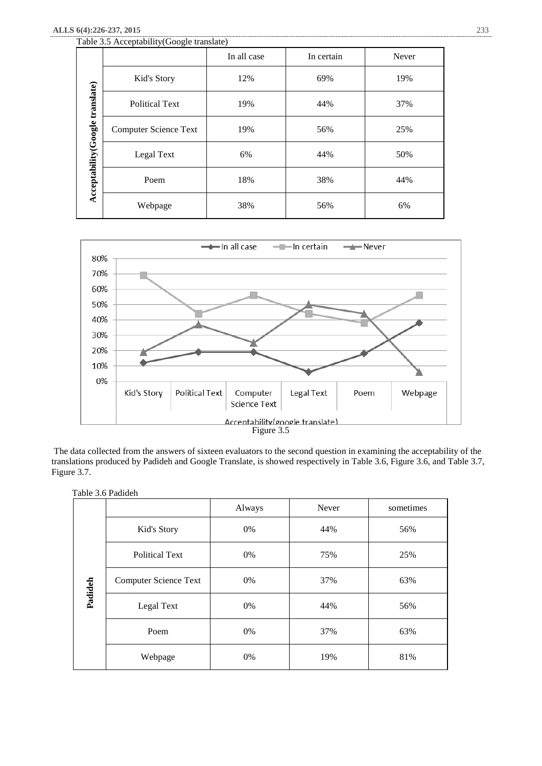Table 3.5 Acceptability(Google translate)

| Acceptability(Google translate) | | In all case | In certain | Never |
|---|---|---|---|---|
| | Kid's Story | 12% | 69% | 19% |
| | Political Text | 19% | 44% | 37% |
| | Computer Science Text | 19% | 56% | 25% |
| | Legal Text | 6% | 44% | 50% |
| | Poem | 18% | 38% | 44% |
| | Webpage | 38% | 56% | 6% |

Figure 3.5

The data collected from the answers of sixteen evaluators to the second question in examining the acceptability of the translations produced by Padideh and Google Translate, is showed respectively in Table 3.6, Figure 3.6, and Table 3.7, Figure 3.7.

Table 3.6 Padideh

| Padideh | | Always | Never | sometimes |
|---|---|---|---|---|
| | Kid's Story | 0% | 44% | 56% |
| | Political Text | 0% | 75% | 25% |
| | Computer Science Text | 0% | 37% | 63% |
| | Legal Text | 0% | 44% | 56% |
| | Poem | 0% | 37% | 63% |
| | Webpage | 0% | 19% | 81% |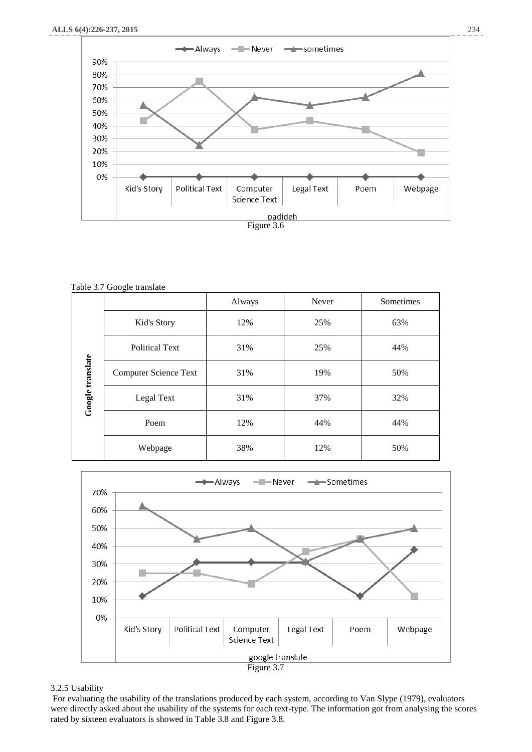Figure 3.6

Table 3.7 Google translate

| | | Always | Never | Sometimes |
|---|---|---|---|---|
| **Google translate** | Kid's Story | 12% | 25% | 63% |
| | Political Text | 31% | 25% | 44% |
| | Computer Science Text | 31% | 19% | 50% |
| | Legal Text | 31% | 37% | 32% |
| | Poem | 12% | 44% | 44% |
| | Webpage | 38% | 12% | 50% |

Figure 3.7

3.2.5 Usability

For evaluating the usability of the translations produced by each system, according to Van Slype (1979), evaluators were directly asked about the usability of the systems for each text-type. The information got from analysing the scores rated by sixteen evaluators is showed in Table 3.8 and Figure 3.8.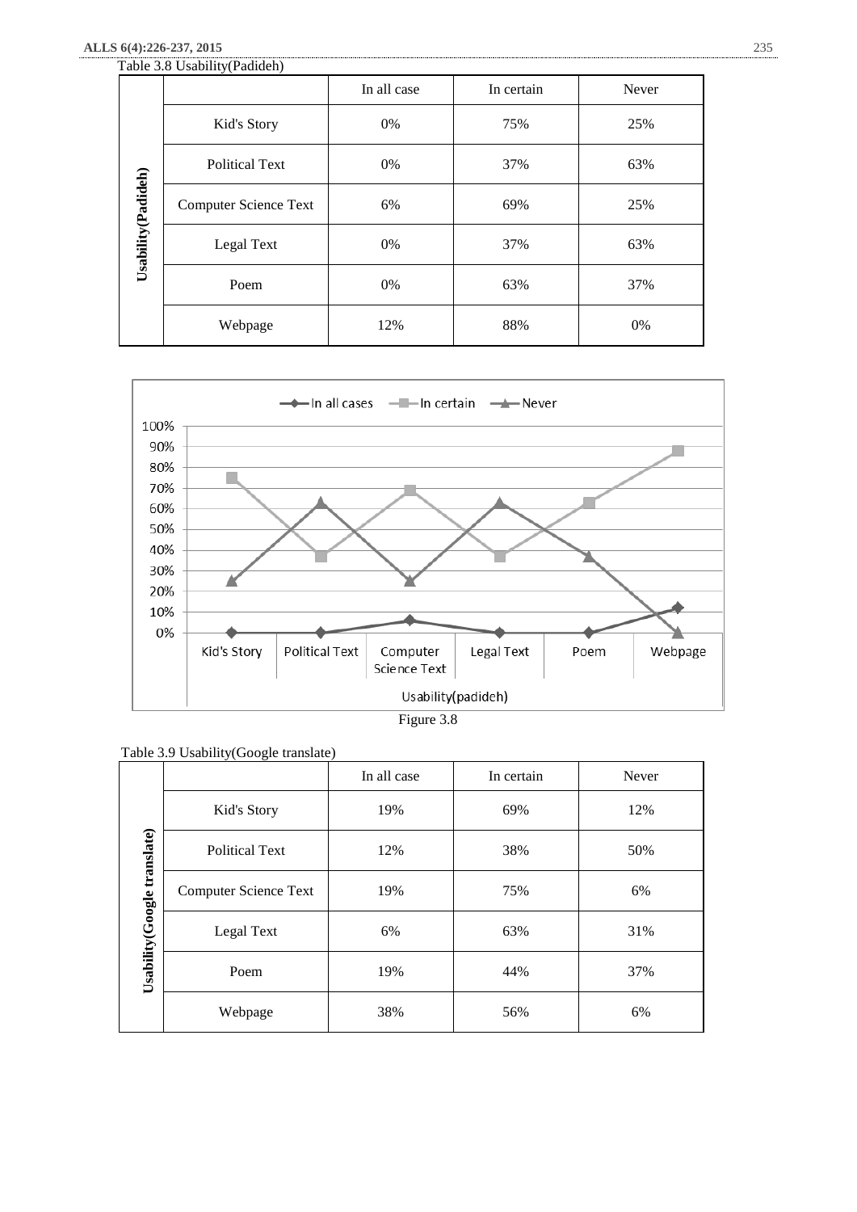Table 3.8 Usability(Padideh)

| Usability(Padideh) | | In all case | In certain | Never |
|---|---|---|---|---|
| | Kid's Story | 0% | 75% | 25% |
| | Political Text | 0% | 37% | 63% |
| | Computer Science Text | 6% | 69% | 25% |
| | Legal Text | 0% | 37% | 63% |
| | Poem | 0% | 63% | 37% |
| | Webpage | 12% | 88% | 0% |

Figure 3.8

Table 3.9 Usability(Google translate)

| Usability(Google translate) | | In all case | In certain | Never |
|---|---|---|---|---|
| | Kid's Story | 19% | 69% | 12% |
| | Political Text | 12% | 38% | 50% |
| | Computer Science Text | 19% | 75% | 6% |
| | Legal Text | 6% | 63% | 31% |
| | Poem | 19% | 44% | 37% |
| | Webpage | 38% | 56% | 6% |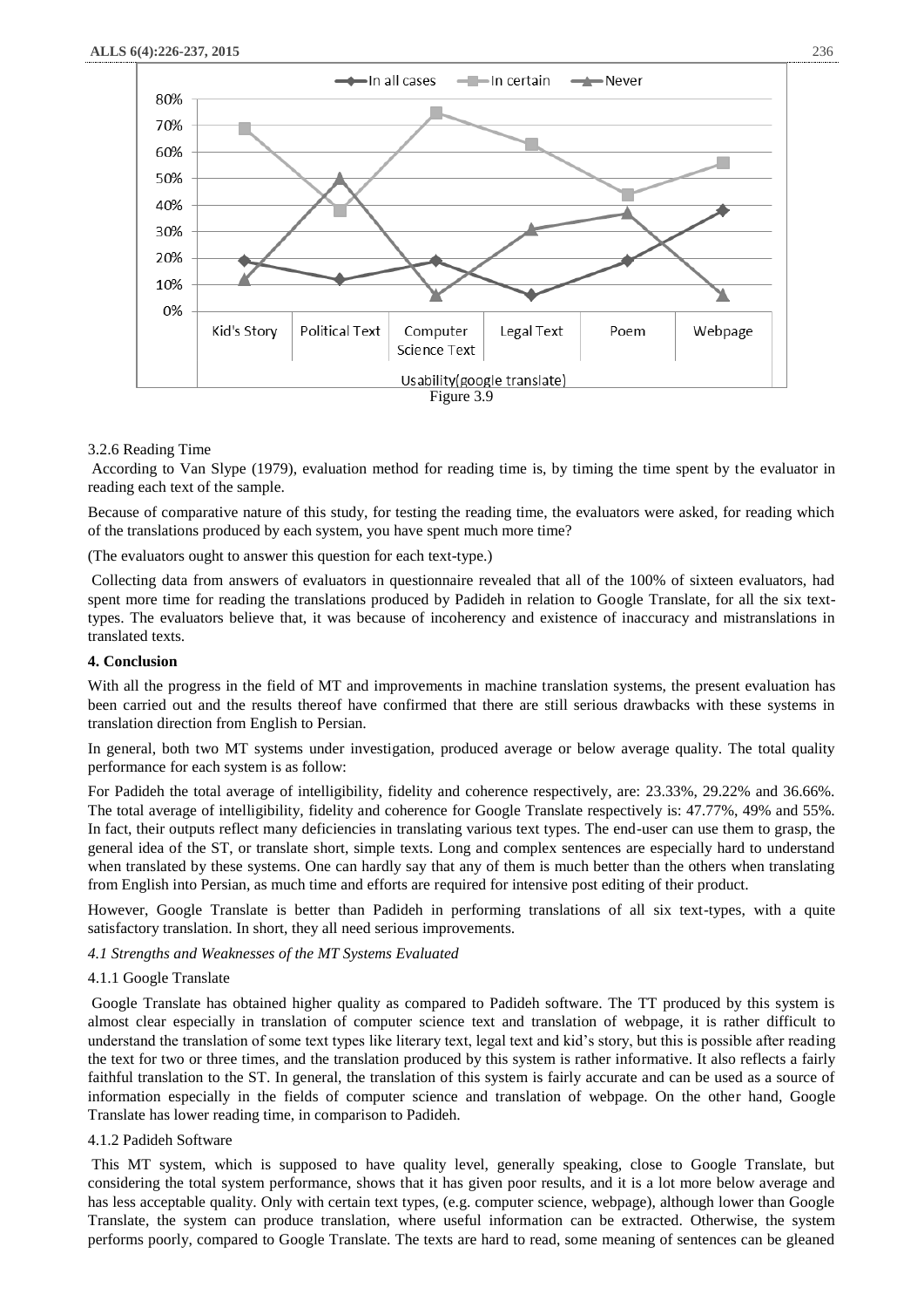Figure 3.9

3.2.6 Reading Time

According to Van Slype (1979), evaluation method for reading time is, by timing the time spent by the evaluator in reading each text of the sample.

Because of comparative nature of this study, for testing the reading time, the evaluators were asked, for reading which of the translations produced by each system, you have spent much more time?

(The evaluators ought to answer this question for each text-type.)

Collecting data from answers of evaluators in questionnaire revealed that all of the 100% of sixteen evaluators, had spent more time for reading the translations produced by Padideh in relation to Google Translate, for all the six text-types. The evaluators believe that, it was because of incoherency and existence of inaccuracy and mistranslations in translated texts.

**4. Conclusion**

With all the progress in the field of MT and improvements in machine translation systems, the present evaluation has been carried out and the results thereof have confirmed that there are still serious drawbacks with these systems in translation direction from English to Persian.

In general, both two MT systems under investigation, produced average or below average quality. The total quality performance for each system is as follow:

For Padideh the total average of intelligibility, fidelity and coherence respectively, are: 23.33%, 29.22% and 36.66%. The total average of intelligibility, fidelity and coherence for Google Translate respectively is: 47.77%, 49% and 55%. In fact, their outputs reflect many deficiencies in translating various text types. The end-user can use them to grasp, the general idea of the ST, or translate short, simple texts. Long and complex sentences are especially hard to understand when translated by these systems. One can hardly say that any of them is much better than the others when translating from English into Persian, as much time and efforts are required for intensive post editing of their product.

However, Google Translate is better than Padideh in performing translations of all six text-types, with a quite satisfactory translation. In short, they all need serious improvements.

*4.1 Strengths and Weaknesses of the MT Systems Evaluated*

4.1.1 Google Translate

Google Translate has obtained higher quality as compared to Padideh software. The TT produced by this system is almost clear especially in translation of computer science text and translation of webpage, it is rather difficult to understand the translation of some text types like literary text, legal text and kid's story, but this is possible after reading the text for two or three times, and the translation produced by this system is rather informative. It also reflects a fairly faithful translation to the ST. In general, the translation of this system is fairly accurate and can be used as a source of information especially in the fields of computer science and translation of webpage. On the other hand, Google Translate has lower reading time, in comparison to Padideh.

4.1.2 Padideh Software

This MT system, which is supposed to have quality level, generally speaking, close to Google Translate, but considering the total system performance, shows that it has given poor results, and it is a lot more below average and has less acceptable quality. Only with certain text types, (e.g. computer science, webpage), although lower than Google Translate, the system can produce translation, where useful information can be extracted. Otherwise, the system performs poorly, compared to Google Translate. The texts are hard to read, some meaning of sentences can be gleaned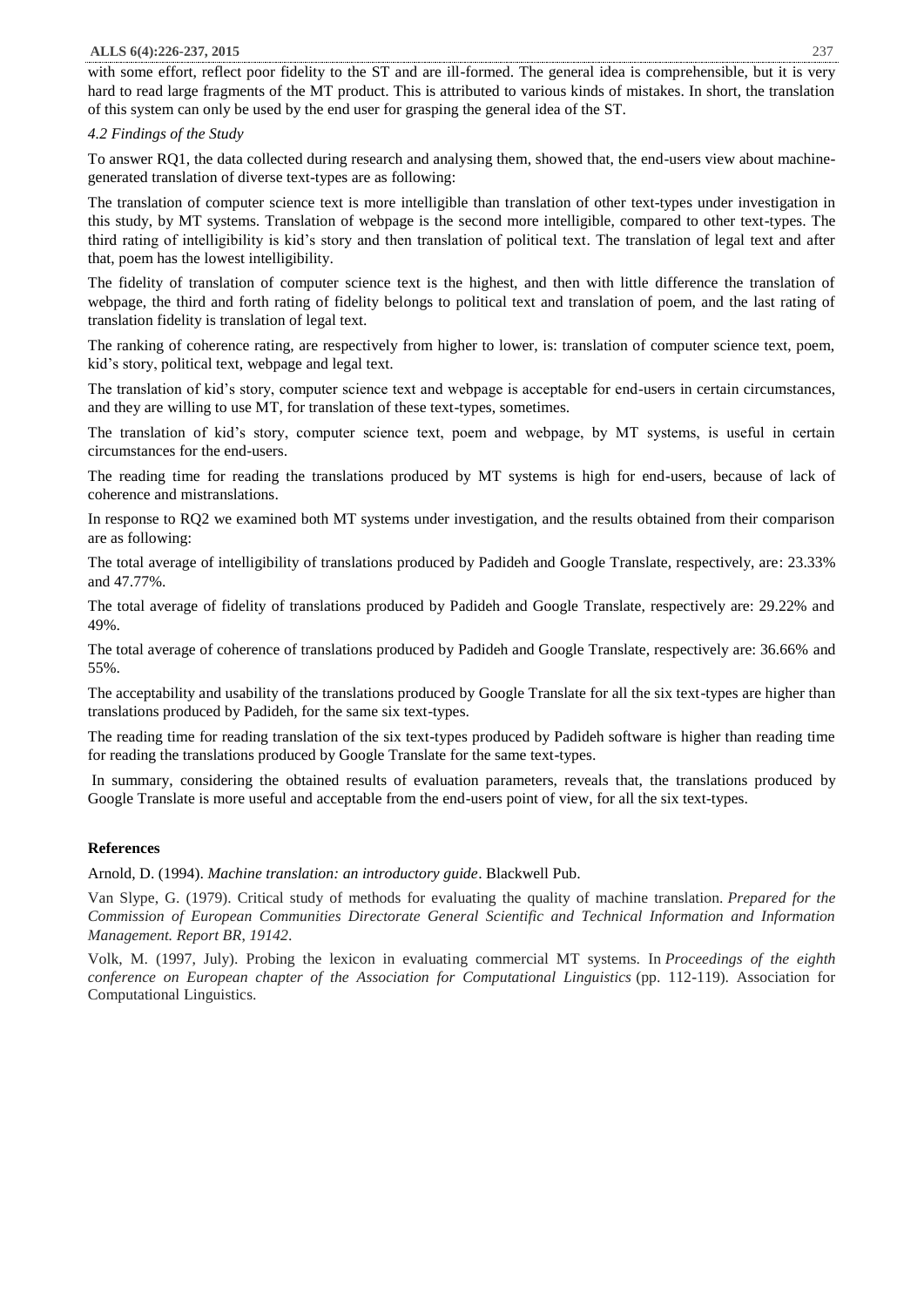with some effort, reflect poor fidelity to the ST and are ill-formed. The general idea is comprehensible, but it is very hard to read large fragments of the MT product. This is attributed to various kinds of mistakes. In short, the translation of this system can only be used by the end user for grasping the general idea of the ST.

*4.2 Findings of the Study*

To answer RQ1, the data collected during research and analysing them, showed that, the end-users view about machine-generated translation of diverse text-types are as following:

The translation of computer science text is more intelligible than translation of other text-types under investigation in this study, by MT systems. Translation of webpage is the second more intelligible, compared to other text-types. The third rating of intelligibility is kid's story and then translation of political text. The translation of legal text and after that, poem has the lowest intelligibility.

The fidelity of translation of computer science text is the highest, and then with little difference the translation of webpage, the third and forth rating of fidelity belongs to political text and translation of poem, and the last rating of translation fidelity is translation of legal text.

The ranking of coherence rating, are respectively from higher to lower, is: translation of computer science text, poem, kid's story, political text, webpage and legal text.

The translation of kid's story, computer science text and webpage is acceptable for end-users in certain circumstances, and they are willing to use MT, for translation of these text-types, sometimes.

The translation of kid's story, computer science text, poem and webpage, by MT systems, is useful in certain circumstances for the end-users.

The reading time for reading the translations produced by MT systems is high for end-users, because of lack of coherence and mistranslations.

In response to RQ2 we examined both MT systems under investigation, and the results obtained from their comparison are as following:

The total average of intelligibility of translations produced by Padideh and Google Translate, respectively, are: 23.33% and 47.77%.

The total average of fidelity of translations produced by Padideh and Google Translate, respectively are: 29.22% and 49%.

The total average of coherence of translations produced by Padideh and Google Translate, respectively are: 36.66% and 55%.

The acceptability and usability of the translations produced by Google Translate for all the six text-types are higher than translations produced by Padideh, for the same six text-types.

The reading time for reading translation of the six text-types produced by Padideh software is higher than reading time for reading the translations produced by Google Translate for the same text-types.

In summary, considering the obtained results of evaluation parameters, reveals that, the translations produced by Google Translate is more useful and acceptable from the end-users point of view, for all the six text-types.

## References

Arnold, D. (1994). *Machine translation: an introductory guide*. Blackwell Pub.

Van Slype, G. (1979). Critical study of methods for evaluating the quality of machine translation. *Prepared for the Commission of European Communities Directorate General Scientific and Technical Information and Information Management. Report BR, 19142*.

Volk, M. (1997, July). Probing the lexicon in evaluating commercial MT systems. In *Proceedings of the eighth conference on European chapter of the Association for Computational Linguistics* (pp. 112-119). Association for Computational Linguistics.